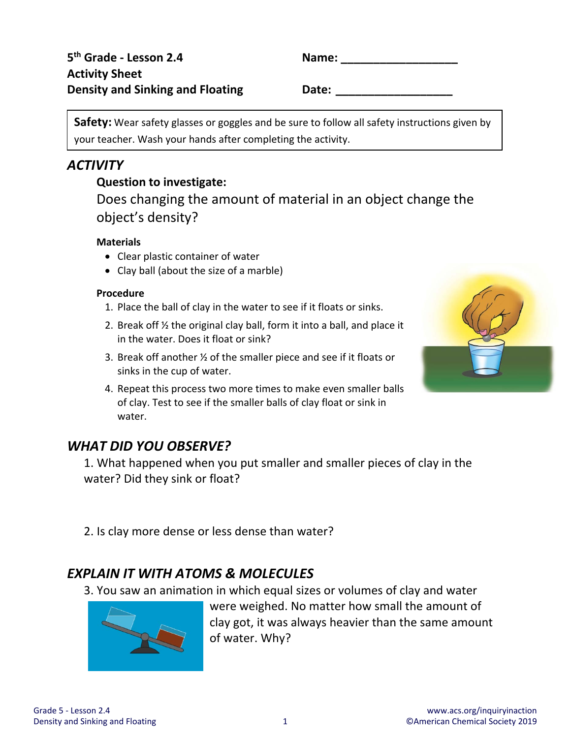**5th Grade - Lesson 2.4**
**Activity Sheet**
**Density and Sinking and Floating**

**Name:** ___________________

**Date:** ___________________

**Safety:** Wear safety glasses or goggles and be sure to follow all safety instructions given by your teacher. Wash your hands after completing the activity.

## *ACTIVITY*

**Question to investigate:**

Does changing the amount of material in an object change the object's density?

**Materials**

- Clear plastic container of water
- Clay ball (about the size of a marble)

**Procedure**

1. Place the ball of clay in the water to see if it floats or sinks.
2. Break off ½ the original clay ball, form it into a ball, and place it in the water. Does it float or sink?
3. Break off another ½ of the smaller piece and see if it floats or sinks in the cup of water.
4. Repeat this process two more times to make even smaller balls of clay. Test to see if the smaller balls of clay float or sink in water.

## *WHAT DID YOU OBSERVE?*

1. What happened when you put smaller and smaller pieces of clay in the water? Did they sink or float?

2. Is clay more dense or less dense than water?

## *EXPLAIN IT WITH ATOMS & MOLECULES*

3. You saw an animation in which equal sizes or volumes of clay and water were weighed. No matter how small the amount of clay got, it was always heavier than the same amount of water. Why?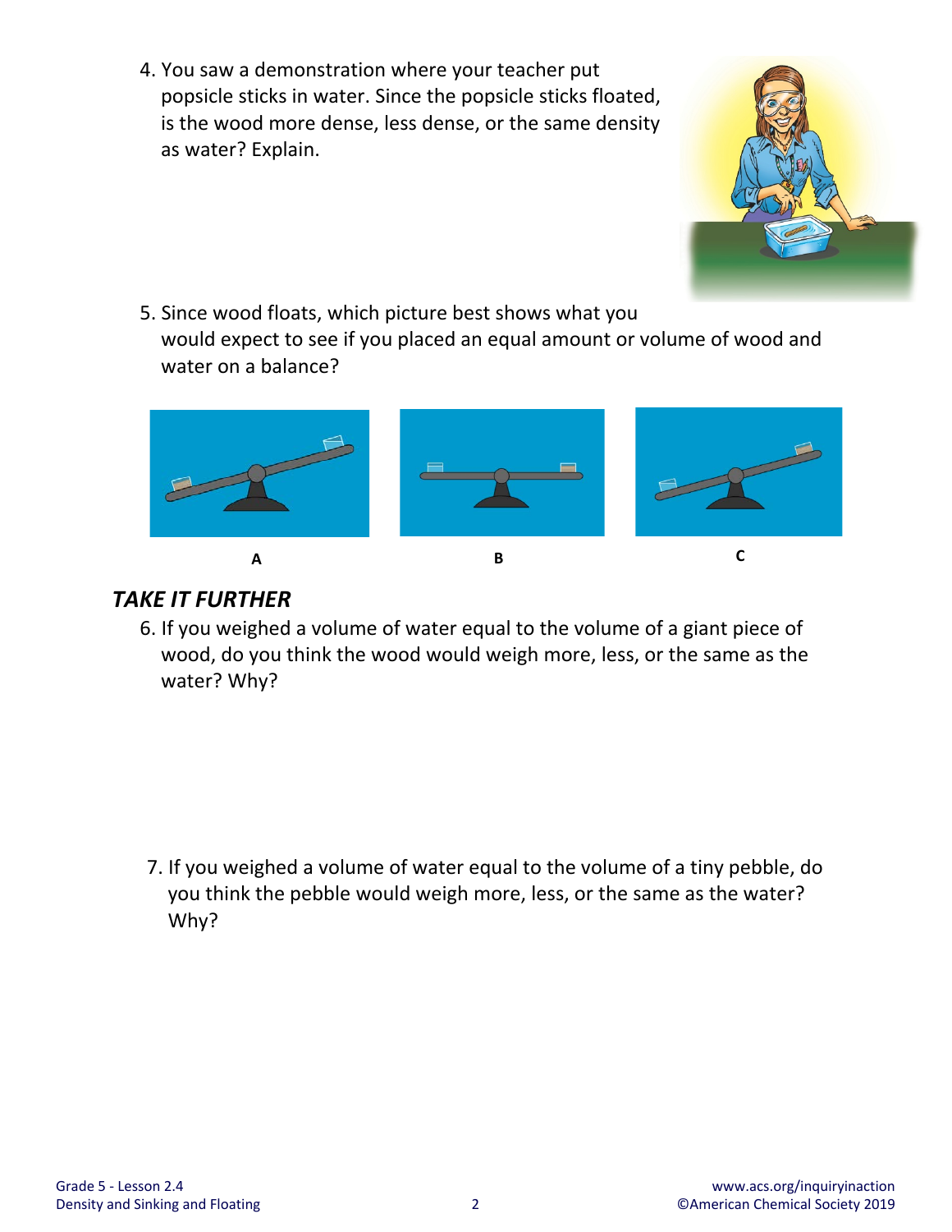4. You saw a demonstration where your teacher put popsicle sticks in water. Since the popsicle sticks floated, is the wood more dense, less dense, or the same density as water? Explain.

5. Since wood floats, which picture best shows what you would expect to see if you placed an equal amount or volume of wood and water on a balance?

A

B

C

## *TAKE IT FURTHER*

6. If you weighed a volume of water equal to the volume of a giant piece of wood, do you think the wood would weigh more, less, or the same as the water? Why?

7. If you weighed a volume of water equal to the volume of a tiny pebble, do you think the pebble would weigh more, less, or the same as the water? Why?